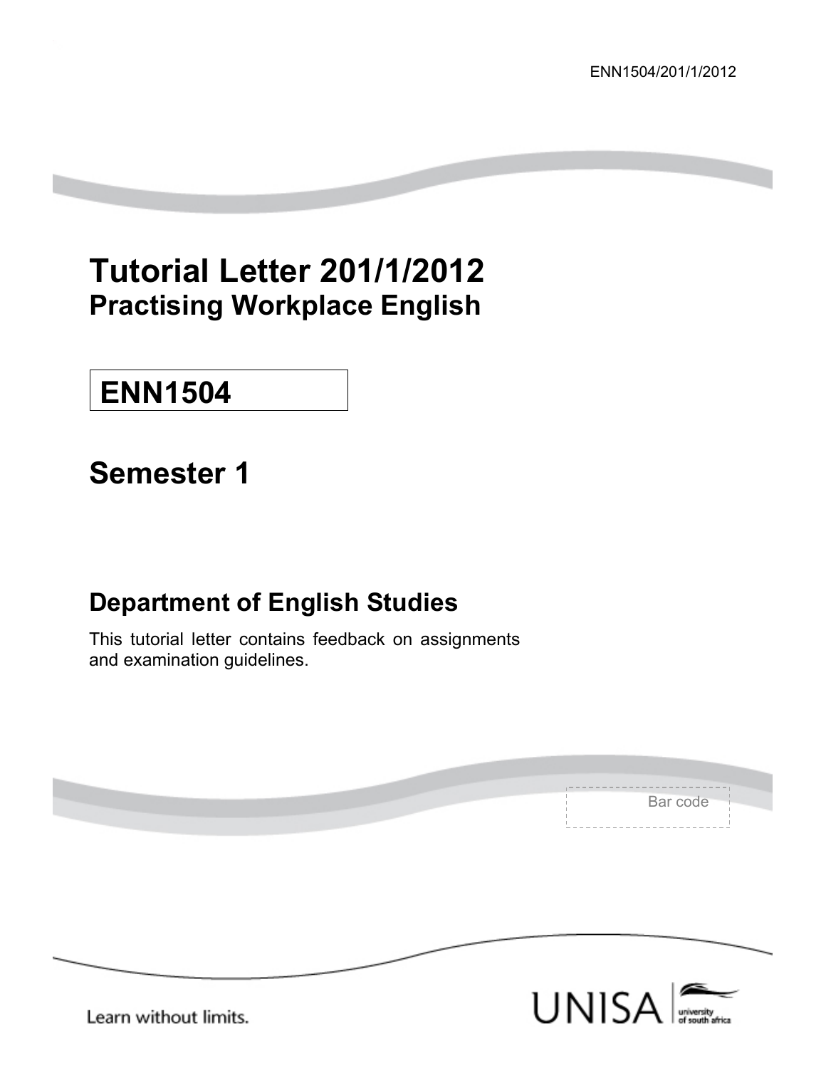ENN1504/201/1/2012

# Tutorial Letter 201/1/2012

## Practising Workplace English

# ENN1504

## Semester 1

## Department of English Studies

This tutorial letter contains feedback on assignments and examination guidelines.

Bar code

Learn without limits.

UNISA university of south africa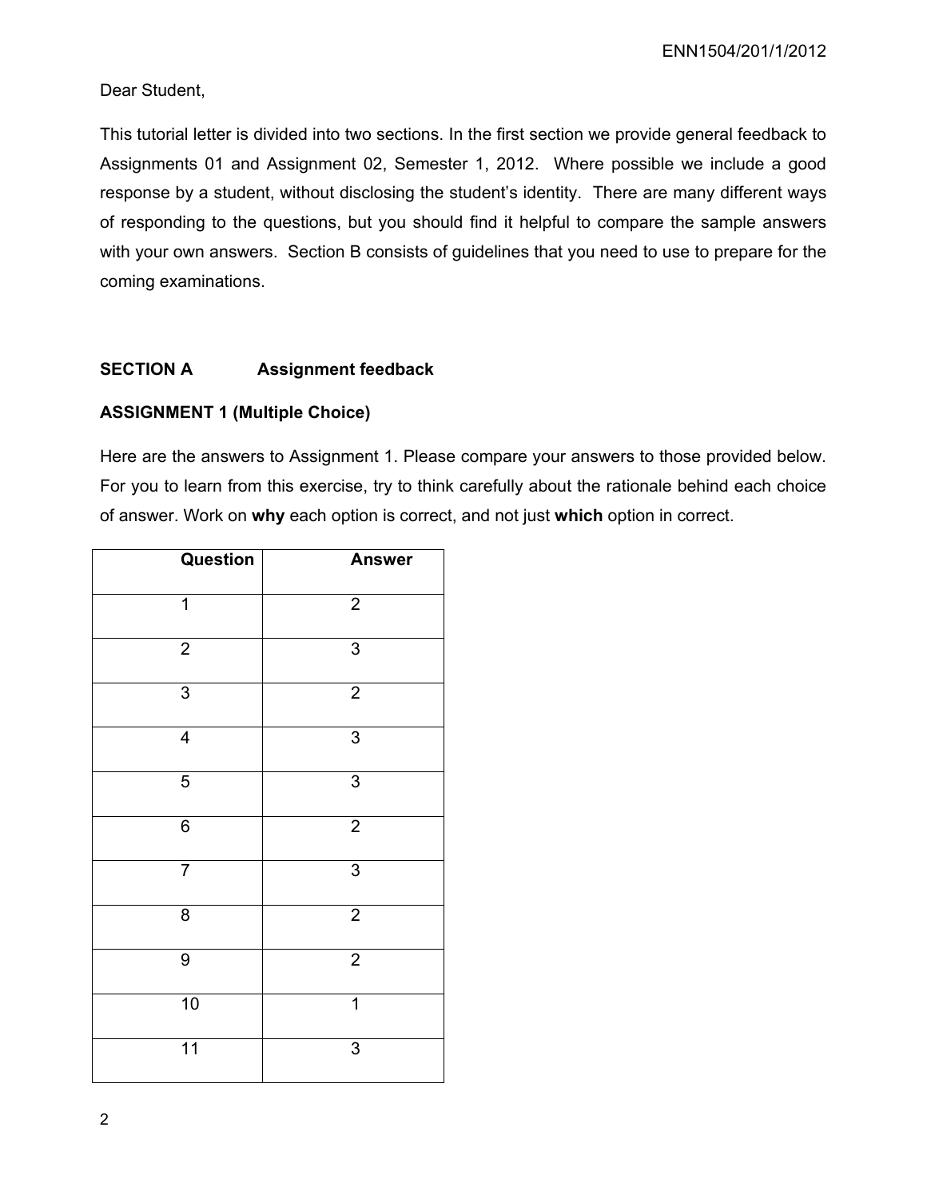Dear Student,

This tutorial letter is divided into two sections. In the first section we provide general feedback to Assignments 01 and Assignment 02, Semester 1, 2012. Where possible we include a good response by a student, without disclosing the student's identity. There are many different ways of responding to the questions, but you should find it helpful to compare the sample answers with your own answers. Section B consists of guidelines that you need to use to prepare for the coming examinations.

## SECTION A Assignment feedback

### ASSIGNMENT 1 (Multiple Choice)

Here are the answers to Assignment 1. Please compare your answers to those provided below. For you to learn from this exercise, try to think carefully about the rationale behind each choice of answer. Work on **why** each option is correct, and not just **which** option in correct.

| Question | Answer |
|---|---|
| 1 | 2 |
| 2 | 3 |
| 3 | 2 |
| 4 | 3 |
| 5 | 3 |
| 6 | 2 |
| 7 | 3 |
| 8 | 2 |
| 9 | 2 |
| 10 | 1 |
| 11 | 3 |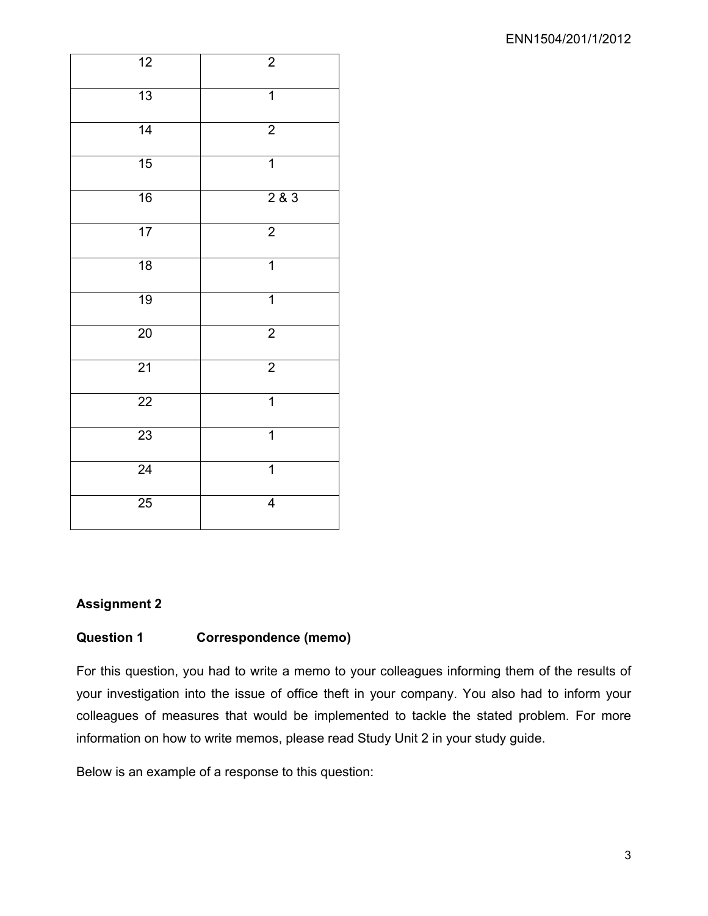| | |
|---|---|
| 12 | 2 |
| 13 | 1 |
| 14 | 2 |
| 15 | 1 |
| 16 | 2 & 3 |
| 17 | 2 |
| 18 | 1 |
| 19 | 1 |
| 20 | 2 |
| 21 | 2 |
| 22 | 1 |
| 23 | 1 |
| 24 | 1 |
| 25 | 4 |

**Assignment 2**

**Question 1 Correspondence (memo)**

For this question, you had to write a memo to your colleagues informing them of the results of your investigation into the issue of office theft in your company. You also had to inform your colleagues of measures that would be implemented to tackle the stated problem. For more information on how to write memos, please read Study Unit 2 in your study guide.

Below is an example of a response to this question: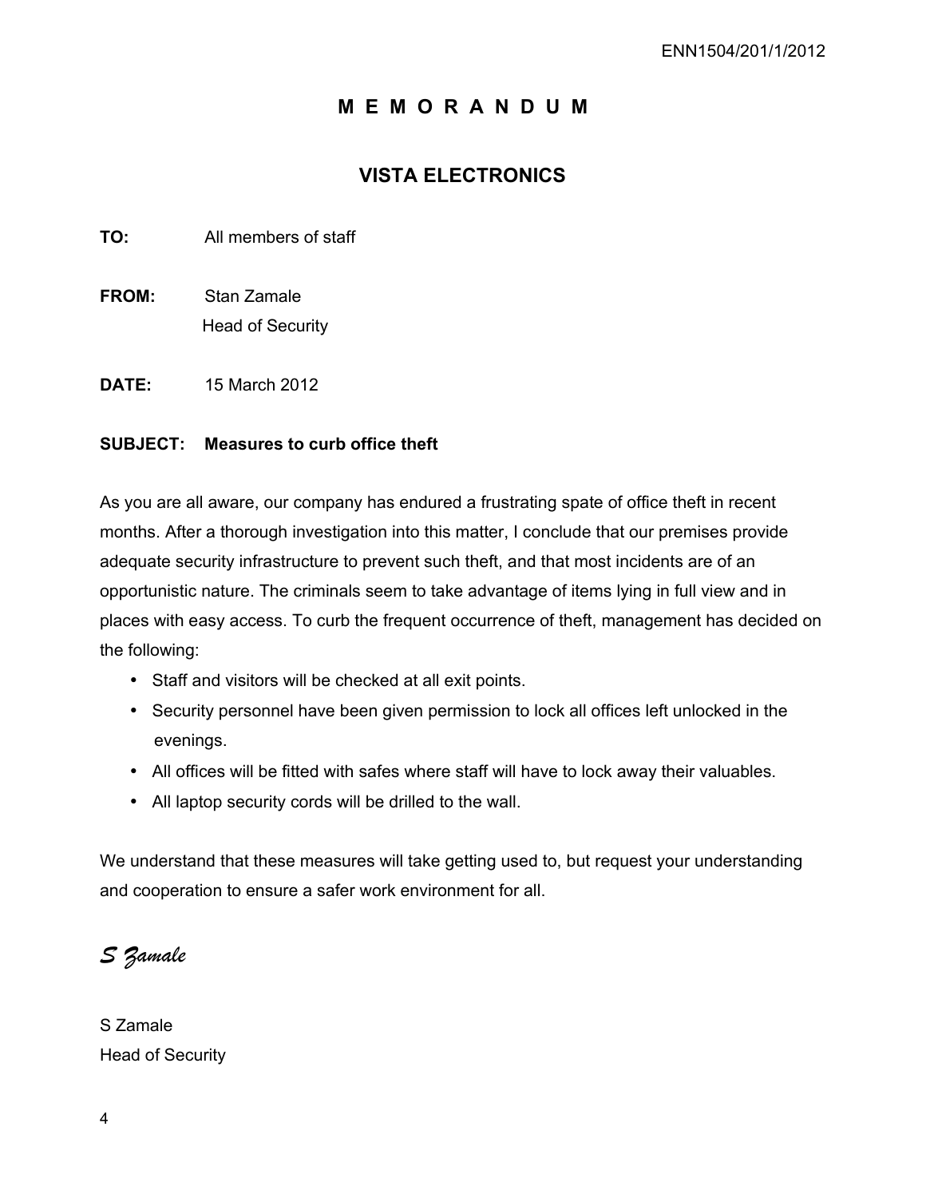# M E M O R A N D U M

## VISTA ELECTRONICS

**TO:** All members of staff

**FROM:** Stan Zamale
Head of Security

**DATE:** 15 March 2012

**SUBJECT: Measures to curb office theft**

As you are all aware, our company has endured a frustrating spate of office theft in recent months. After a thorough investigation into this matter, I conclude that our premises provide adequate security infrastructure to prevent such theft, and that most incidents are of an opportunistic nature. The criminals seem to take advantage of items lying in full view and in places with easy access. To curb the frequent occurrence of theft, management has decided on the following:

- Staff and visitors will be checked at all exit points.
- Security personnel have been given permission to lock all offices left unlocked in the evenings.
- All offices will be fitted with safes where staff will have to lock away their valuables.
- All laptop security cords will be drilled to the wall.

We understand that these measures will take getting used to, but request your understanding and cooperation to ensure a safer work environment for all.

*S Zamale*

S Zamale
Head of Security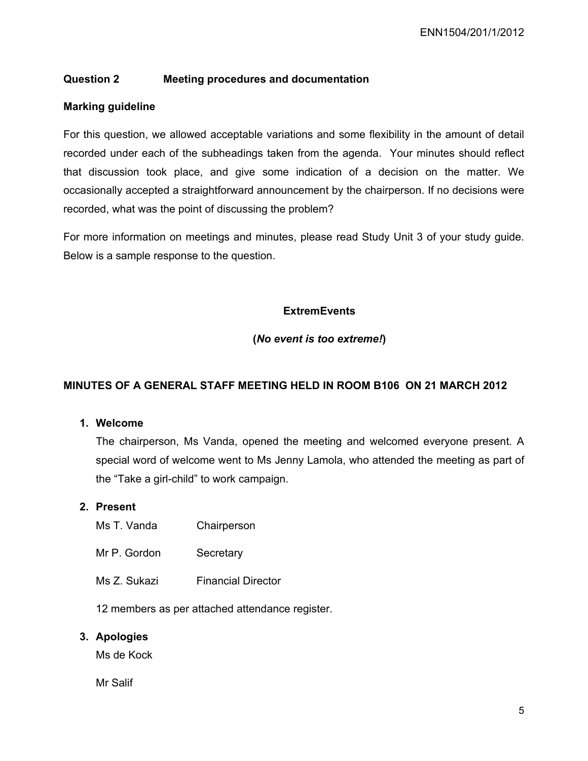## Question 2 Meeting procedures and documentation

**Marking guideline**

For this question, we allowed acceptable variations and some flexibility in the amount of detail recorded under each of the subheadings taken from the agenda. Your minutes should reflect that discussion took place, and give some indication of a decision on the matter. We occasionally accepted a straightforward announcement by the chairperson. If no decisions were recorded, what was the point of discussing the problem?

For more information on meetings and minutes, please read Study Unit 3 of your study guide. Below is a sample response to the question.

**ExtremEvents**

**(*No event is too extreme!*)**

**MINUTES OF A GENERAL STAFF MEETING HELD IN ROOM B106 ON 21 MARCH 2012**

1. **Welcome**

   The chairperson, Ms Vanda, opened the meeting and welcomed everyone present. A special word of welcome went to Ms Jenny Lamola, who attended the meeting as part of the "Take a girl-child" to work campaign.

2. **Present**

   | | |
   |---|---|
   | Ms T. Vanda | Chairperson |
   | Mr P. Gordon | Secretary |
   | Ms Z. Sukazi | Financial Director |

   12 members as per attached attendance register.

3. **Apologies**

   Ms de Kock

   Mr Salif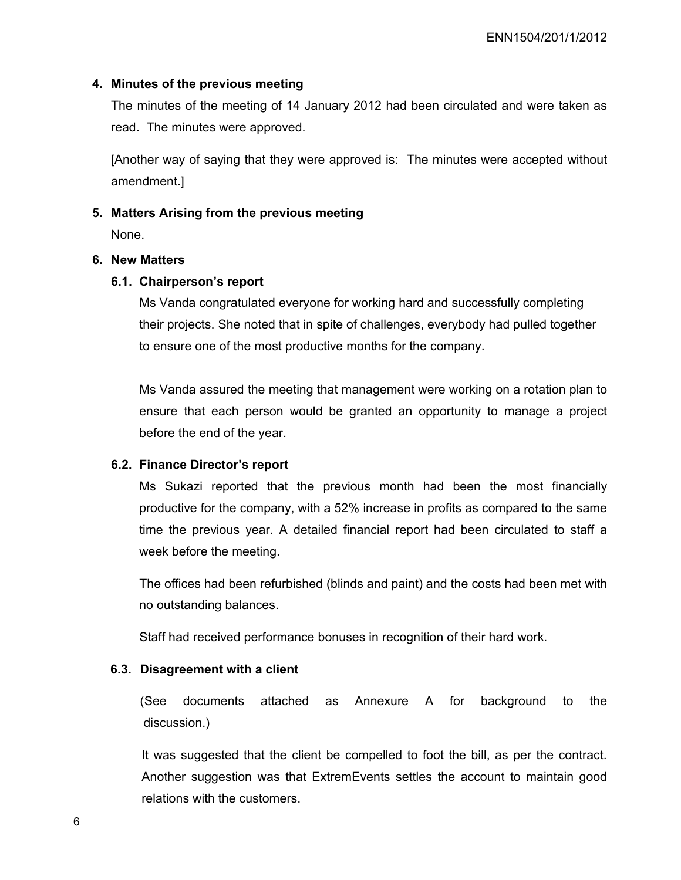**4. Minutes of the previous meeting**

The minutes of the meeting of 14 January 2012 had been circulated and were taken as read. The minutes were approved.

[Another way of saying that they were approved is: The minutes were accepted without amendment.]

**5. Matters Arising from the previous meeting**

None.

**6. New Matters**

**6.1. Chairperson's report**

Ms Vanda congratulated everyone for working hard and successfully completing their projects. She noted that in spite of challenges, everybody had pulled together to ensure one of the most productive months for the company.

Ms Vanda assured the meeting that management were working on a rotation plan to ensure that each person would be granted an opportunity to manage a project before the end of the year.

**6.2. Finance Director's report**

Ms Sukazi reported that the previous month had been the most financially productive for the company, with a 52% increase in profits as compared to the same time the previous year. A detailed financial report had been circulated to staff a week before the meeting.

The offices had been refurbished (blinds and paint) and the costs had been met with no outstanding balances.

Staff had received performance bonuses in recognition of their hard work.

**6.3. Disagreement with a client**

(See documents attached as Annexure A for background to the discussion.)

It was suggested that the client be compelled to foot the bill, as per the contract. Another suggestion was that ExtremEvents settles the account to maintain good relations with the customers.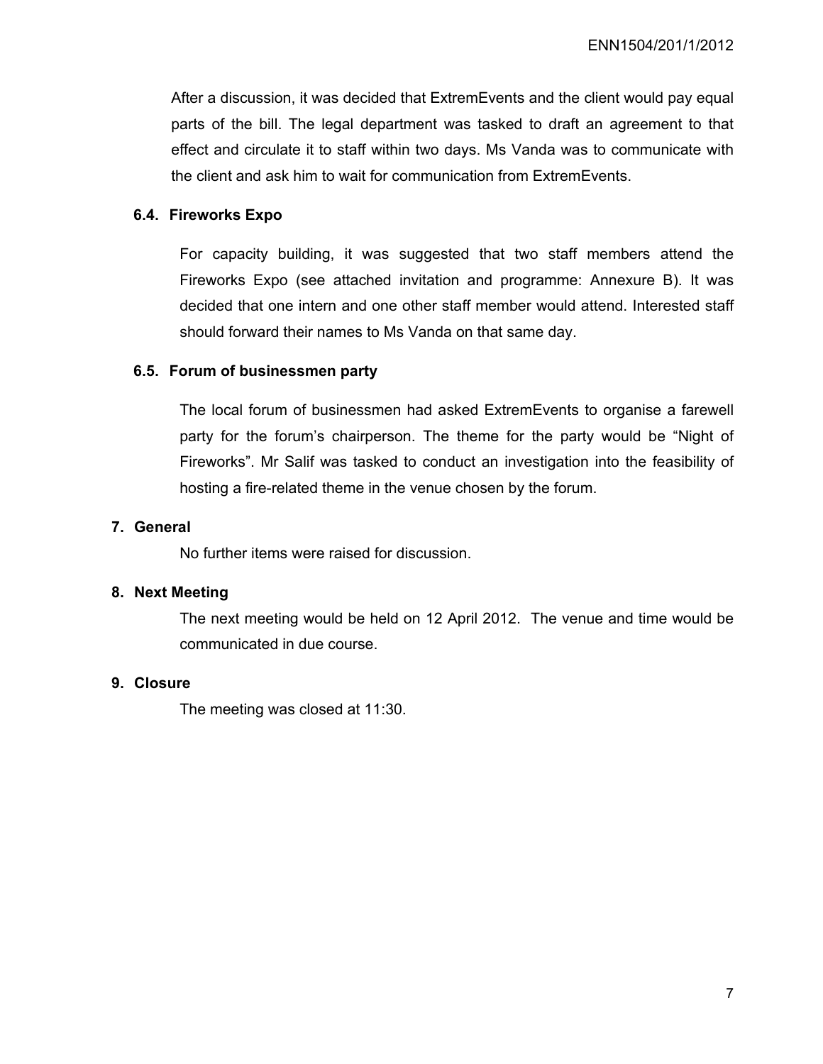After a discussion, it was decided that ExtremEvents and the client would pay equal parts of the bill. The legal department was tasked to draft an agreement to that effect and circulate it to staff within two days. Ms Vanda was to communicate with the client and ask him to wait for communication from ExtremEvents.

### 6.4. Fireworks Expo

For capacity building, it was suggested that two staff members attend the Fireworks Expo (see attached invitation and programme: Annexure B). It was decided that one intern and one other staff member would attend. Interested staff should forward their names to Ms Vanda on that same day.

### 6.5. Forum of businessmen party

The local forum of businessmen had asked ExtremEvents to organise a farewell party for the forum's chairperson. The theme for the party would be "Night of Fireworks". Mr Salif was tasked to conduct an investigation into the feasibility of hosting a fire-related theme in the venue chosen by the forum.

## 7. General

No further items were raised for discussion.

## 8. Next Meeting

The next meeting would be held on 12 April 2012. The venue and time would be communicated in due course.

## 9. Closure

The meeting was closed at 11:30.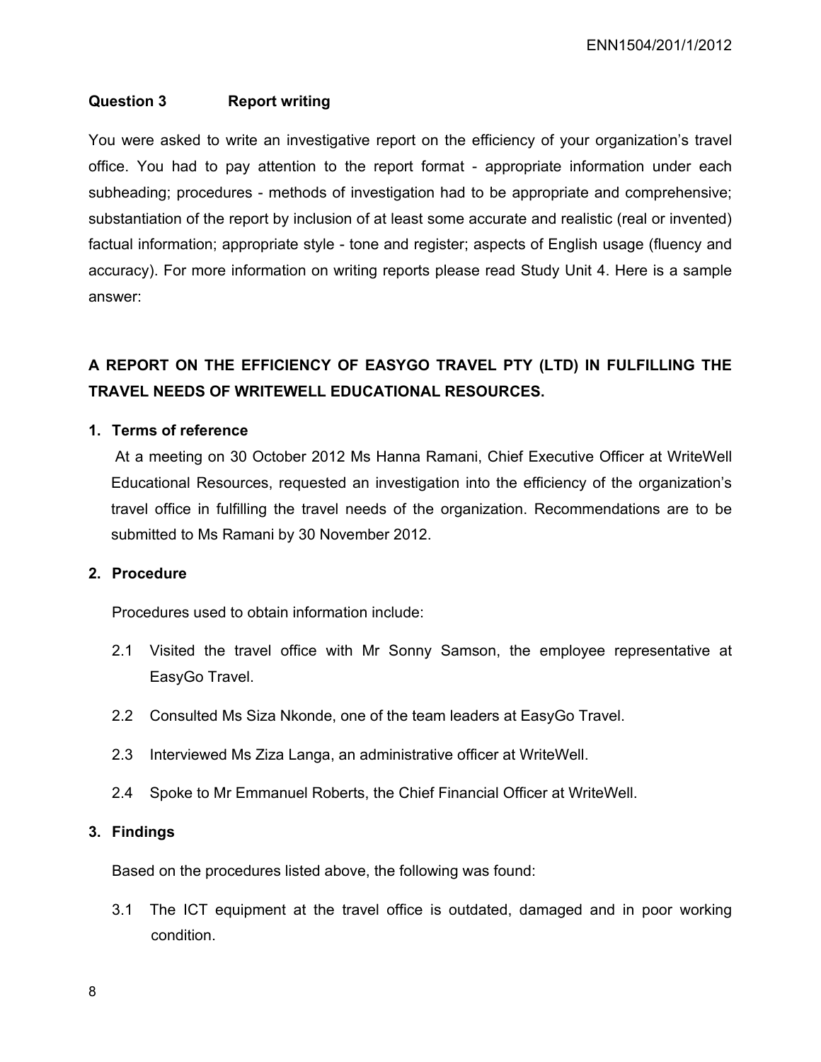### Question 3 Report writing

You were asked to write an investigative report on the efficiency of your organization's travel office. You had to pay attention to the report format - appropriate information under each subheading; procedures - methods of investigation had to be appropriate and comprehensive; substantiation of the report by inclusion of at least some accurate and realistic (real or invented) factual information; appropriate style - tone and register; aspects of English usage (fluency and accuracy). For more information on writing reports please read Study Unit 4. Here is a sample answer:

## A REPORT ON THE EFFICIENCY OF EASYGO TRAVEL PTY (LTD) IN FULFILLING THE TRAVEL NEEDS OF WRITEWELL EDUCATIONAL RESOURCES.

### 1. Terms of reference

At a meeting on 30 October 2012 Ms Hanna Ramani, Chief Executive Officer at WriteWell Educational Resources, requested an investigation into the efficiency of the organization's travel office in fulfilling the travel needs of the organization. Recommendations are to be submitted to Ms Ramani by 30 November 2012.

### 2. Procedure

Procedures used to obtain information include:

2.1 Visited the travel office with Mr Sonny Samson, the employee representative at EasyGo Travel.

2.2 Consulted Ms Siza Nkonde, one of the team leaders at EasyGo Travel.

2.3 Interviewed Ms Ziza Langa, an administrative officer at WriteWell.

2.4 Spoke to Mr Emmanuel Roberts, the Chief Financial Officer at WriteWell.

### 3. Findings

Based on the procedures listed above, the following was found:

3.1 The ICT equipment at the travel office is outdated, damaged and in poor working condition.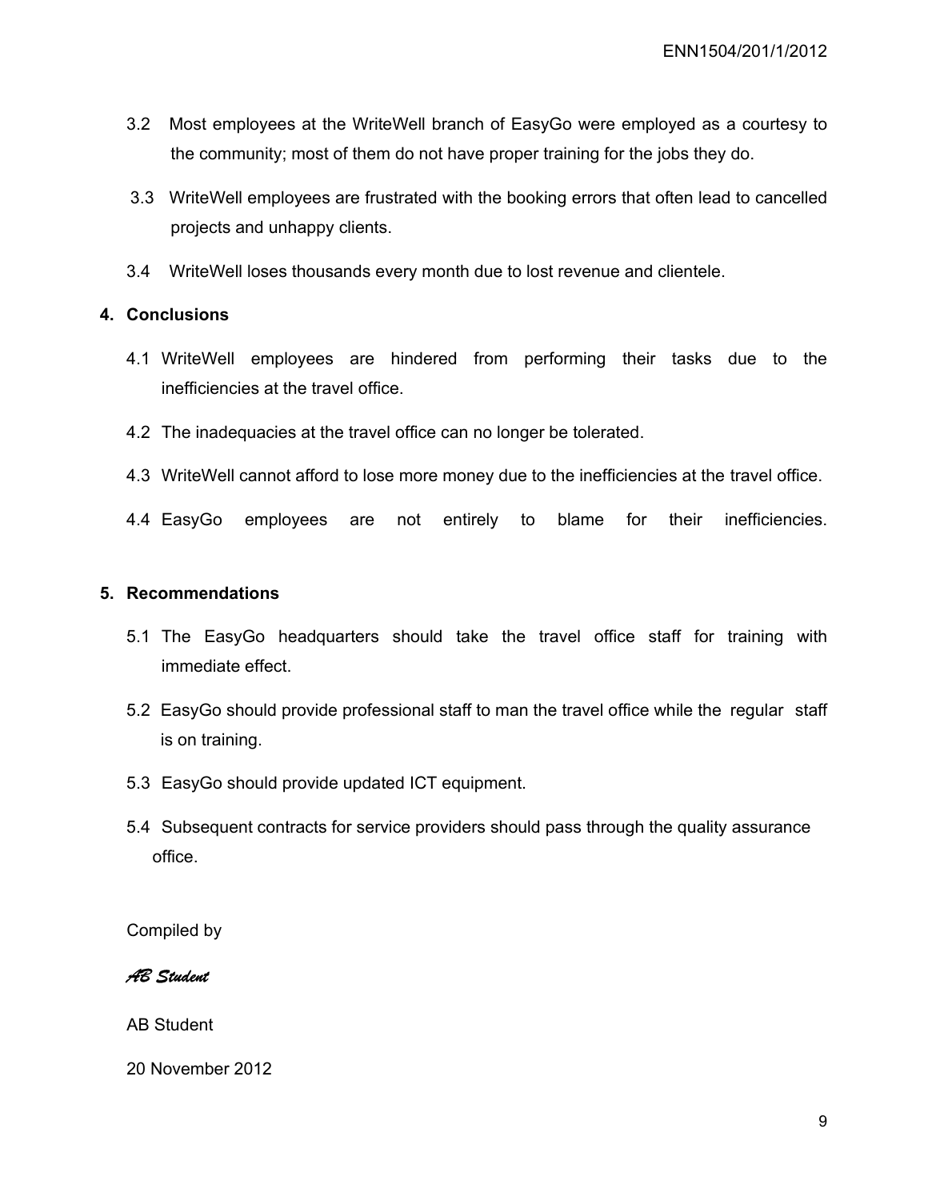3.2 Most employees at the WriteWell branch of EasyGo were employed as a courtesy to the community; most of them do not have proper training for the jobs they do.

3.3 WriteWell employees are frustrated with the booking errors that often lead to cancelled projects and unhappy clients.

3.4 WriteWell loses thousands every month due to lost revenue and clientele.

## 4. Conclusions

4.1 WriteWell employees are hindered from performing their tasks due to the inefficiencies at the travel office.

4.2 The inadequacies at the travel office can no longer be tolerated.

4.3 WriteWell cannot afford to lose more money due to the inefficiencies at the travel office.

4.4 EasyGo employees are not entirely to blame for their inefficiencies.

## 5. Recommendations

5.1 The EasyGo headquarters should take the travel office staff for training with immediate effect.

5.2 EasyGo should provide professional staff to man the travel office while the regular staff is on training.

5.3 EasyGo should provide updated ICT equipment.

5.4 Subsequent contracts for service providers should pass through the quality assurance office.

Compiled by

*AB Student*

AB Student

20 November 2012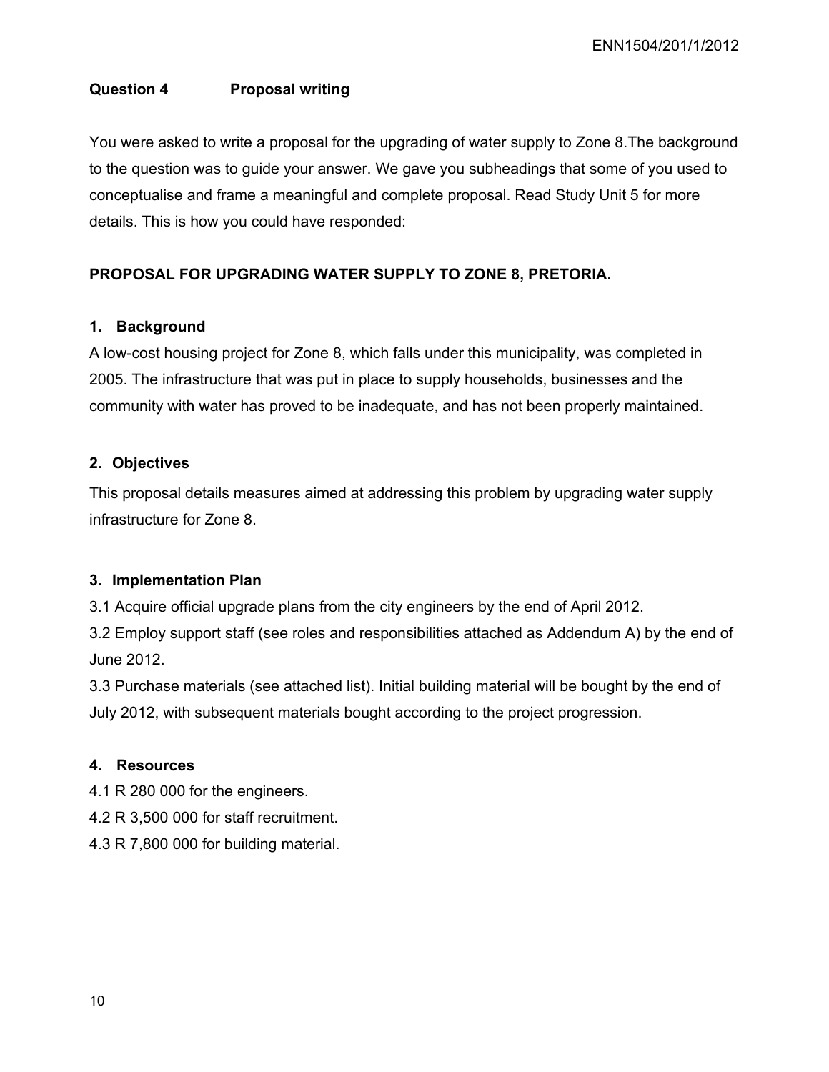## Question 4 Proposal writing

You were asked to write a proposal for the upgrading of water supply to Zone 8.The background to the question was to guide your answer. We gave you subheadings that some of you used to conceptualise and frame a meaningful and complete proposal. Read Study Unit 5 for more details. This is how you could have responded:

### PROPOSAL FOR UPGRADING WATER SUPPLY TO ZONE 8, PRETORIA.

#### 1. Background

A low-cost housing project for Zone 8, which falls under this municipality, was completed in 2005. The infrastructure that was put in place to supply households, businesses and the community with water has proved to be inadequate, and has not been properly maintained.

#### 2. Objectives

This proposal details measures aimed at addressing this problem by upgrading water supply infrastructure for Zone 8.

#### 3. Implementation Plan

3.1 Acquire official upgrade plans from the city engineers by the end of April 2012.

3.2 Employ support staff (see roles and responsibilities attached as Addendum A) by the end of June 2012.

3.3 Purchase materials (see attached list). Initial building material will be bought by the end of July 2012, with subsequent materials bought according to the project progression.

#### 4. Resources

4.1 R 280 000 for the engineers.

4.2 R 3,500 000 for staff recruitment.

4.3 R 7,800 000 for building material.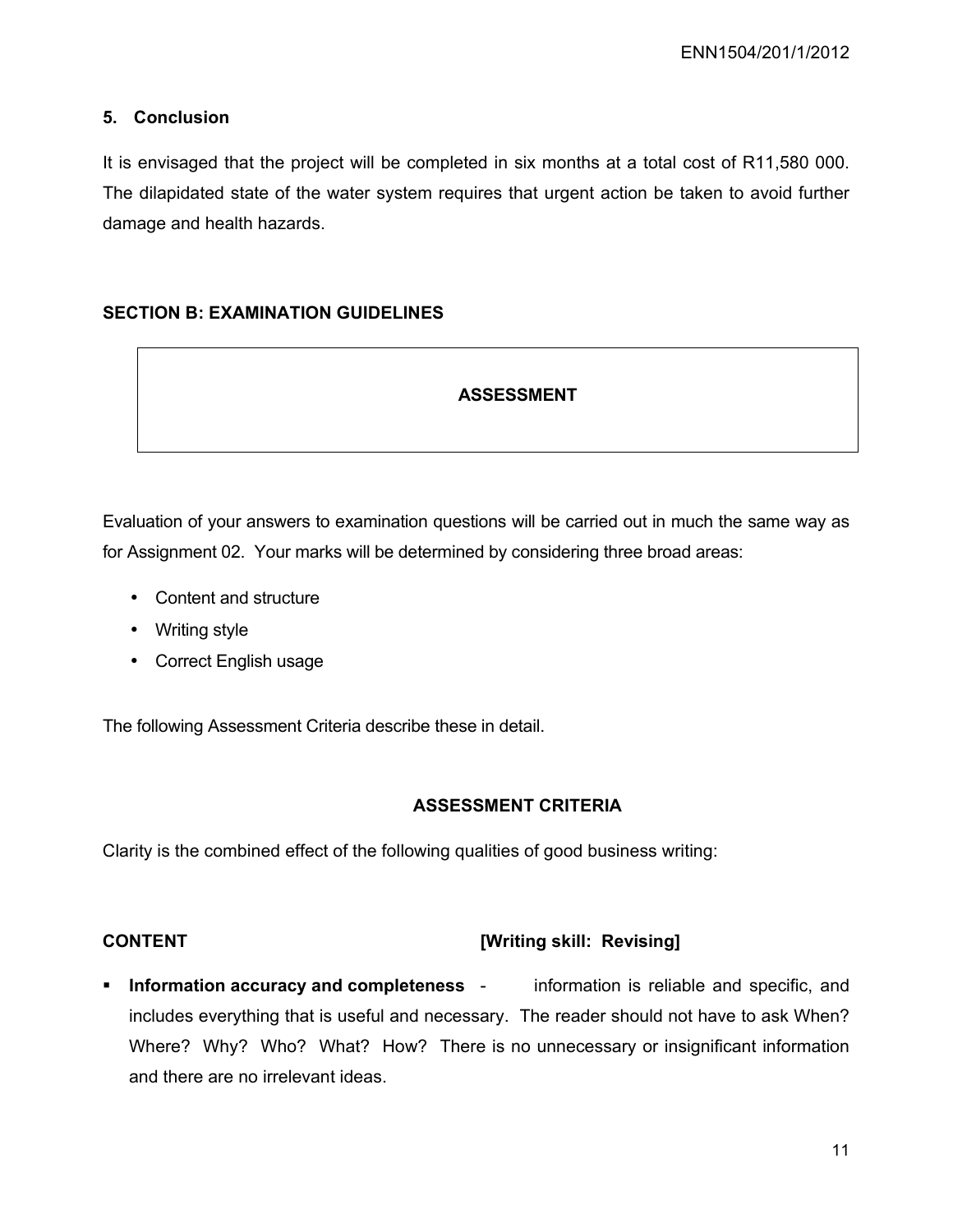### 5. Conclusion

It is envisaged that the project will be completed in six months at a total cost of R11,580 000. The dilapidated state of the water system requires that urgent action be taken to avoid further damage and health hazards.

## SECTION B: EXAMINATION GUIDELINES

| ASSESSMENT |
|---|

Evaluation of your answers to examination questions will be carried out in much the same way as for Assignment 02. Your marks will be determined by considering three broad areas:

- Content and structure
- Writing style
- Correct English usage

The following Assessment Criteria describe these in detail.

### ASSESSMENT CRITERIA

Clarity is the combined effect of the following qualities of good business writing:

**CONTENT** **[Writing skill: Revising]**

- **Information accuracy and completeness** - information is reliable and specific, and includes everything that is useful and necessary. The reader should not have to ask When? Where? Why? Who? What? How? There is no unnecessary or insignificant information and there are no irrelevant ideas.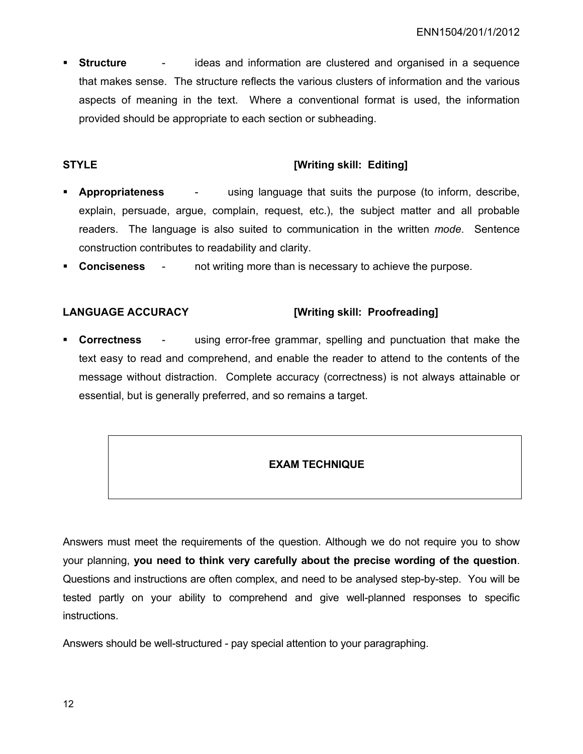- **Structure** - ideas and information are clustered and organised in a sequence that makes sense. The structure reflects the various clusters of information and the various aspects of meaning in the text. Where a conventional format is used, the information provided should be appropriate to each section or subheading.

**STYLE** **[Writing skill: Editing]**

- **Appropriateness** - using language that suits the purpose (to inform, describe, explain, persuade, argue, complain, request, etc.), the subject matter and all probable readers. The language is also suited to communication in the written *mode*. Sentence construction contributes to readability and clarity.
- **Conciseness** - not writing more than is necessary to achieve the purpose.

**LANGUAGE ACCURACY** **[Writing skill: Proofreading]**

- **Correctness** - using error-free grammar, spelling and punctuation that make the text easy to read and comprehend, and enable the reader to attend to the contents of the message without distraction. Complete accuracy (correctness) is not always attainable or essential, but is generally preferred, and so remains a target.

## EXAM TECHNIQUE

Answers must meet the requirements of the question. Although we do not require you to show your planning, **you need to think very carefully about the precise wording of the question**. Questions and instructions are often complex, and need to be analysed step-by-step. You will be tested partly on your ability to comprehend and give well-planned responses to specific instructions.

Answers should be well-structured - pay special attention to your paragraphing.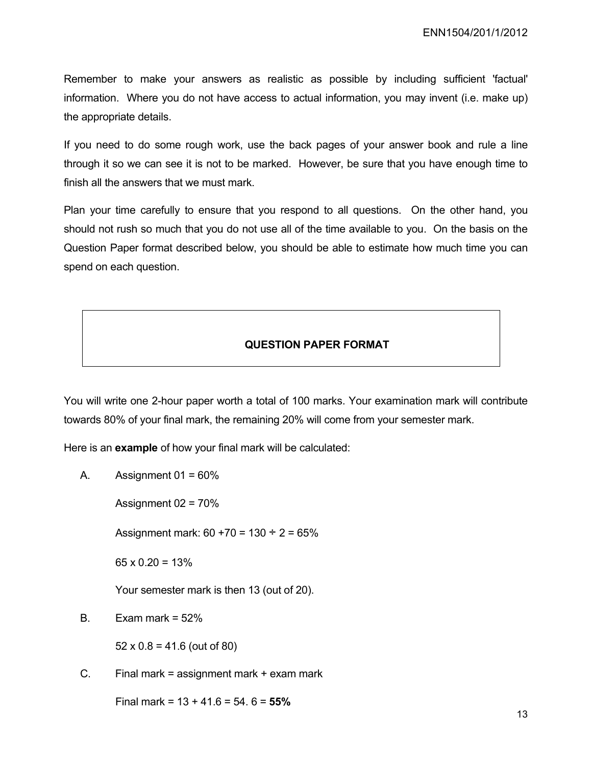Remember to make your answers as realistic as possible by including sufficient 'factual' information. Where you do not have access to actual information, you may invent (i.e. make up) the appropriate details.

If you need to do some rough work, use the back pages of your answer book and rule a line through it so we can see it is not to be marked. However, be sure that you have enough time to finish all the answers that we must mark.

Plan your time carefully to ensure that you respond to all questions. On the other hand, you should not rush so much that you do not use all of the time available to you. On the basis on the Question Paper format described below, you should be able to estimate how much time you can spend on each question.

## QUESTION PAPER FORMAT

You will write one 2-hour paper worth a total of 100 marks. Your examination mark will contribute towards 80% of your final mark, the remaining 20% will come from your semester mark.

Here is an **example** of how your final mark will be calculated:

A. Assignment 01 = 60%

   Assignment 02 = 70%

   Assignment mark: 60 +70 = 130 ÷ 2 = 65%

   65 x 0.20 = 13%

   Your semester mark is then 13 (out of 20).

B. Exam mark = 52%

   52 x 0.8 = 41.6 (out of 80)

C. Final mark = assignment mark + exam mark

   Final mark = 13 + 41.6 = 54. 6 = **55%**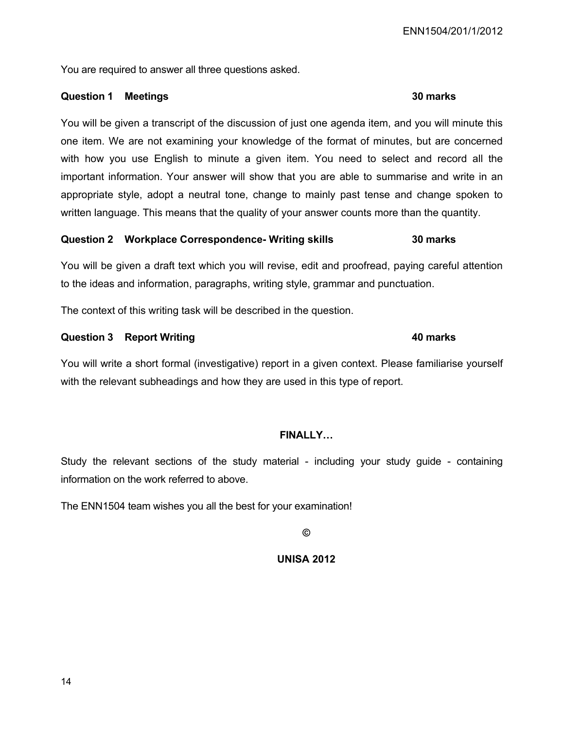You are required to answer all three questions asked.

**Question 1 Meetings** **30 marks**

You will be given a transcript of the discussion of just one agenda item, and you will minute this one item. We are not examining your knowledge of the format of minutes, but are concerned with how you use English to minute a given item. You need to select and record all the important information. Your answer will show that you are able to summarise and write in an appropriate style, adopt a neutral tone, change to mainly past tense and change spoken to written language. This means that the quality of your answer counts more than the quantity.

**Question 2 Workplace Correspondence- Writing skills** **30 marks**

You will be given a draft text which you will revise, edit and proofread, paying careful attention to the ideas and information, paragraphs, writing style, grammar and punctuation.

The context of this writing task will be described in the question.

**Question 3 Report Writing** **40 marks**

You will write a short formal (investigative) report in a given context. Please familiarise yourself with the relevant subheadings and how they are used in this type of report.

**FINALLY…**

Study the relevant sections of the study material - including your study guide - containing information on the work referred to above.

The ENN1504 team wishes you all the best for your examination!

**©**

**UNISA 2012**